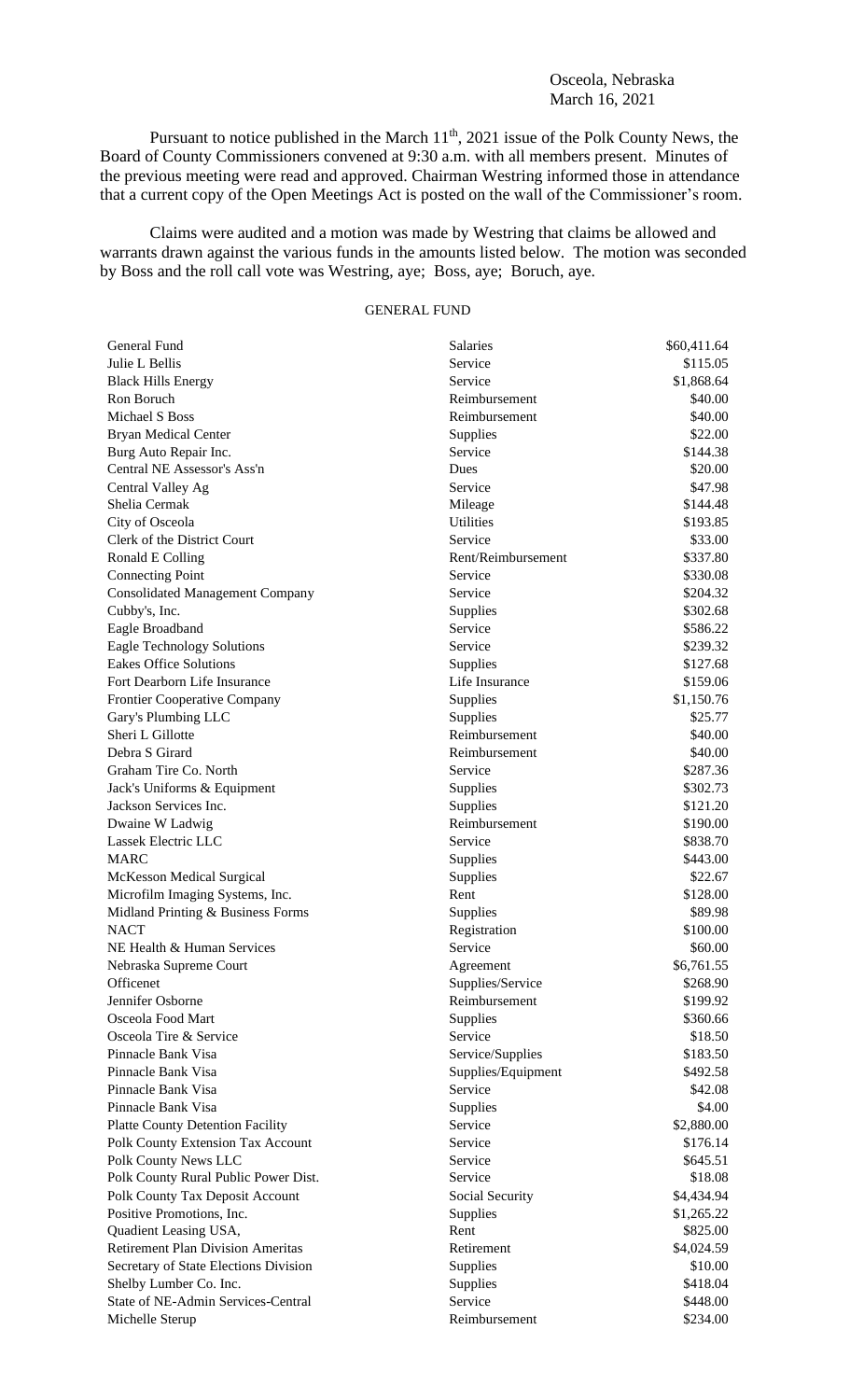Osceola, Nebraska
March 16, 2021

Pursuant to notice published in the March 11th, 2021 issue of the Polk County News, the Board of County Commissioners convened at 9:30 a.m. with all members present. Minutes of the previous meeting were read and approved. Chairman Westring informed those in attendance that a current copy of the Open Meetings Act is posted on the wall of the Commissioner's room.

Claims were audited and a motion was made by Westring that claims be allowed and warrants drawn against the various funds in the amounts listed below. The motion was seconded by Boss and the roll call vote was Westring, aye; Boss, aye; Boruch, aye.

GENERAL FUND

| | | |
|---|---|---|
| General Fund | Salaries | $60,411.64 |
| Julie L Bellis | Service | $115.05 |
| Black Hills Energy | Service | $1,868.64 |
| Ron Boruch | Reimbursement | $40.00 |
| Michael S Boss | Reimbursement | $40.00 |
| Bryan Medical Center | Supplies | $22.00 |
| Burg Auto Repair Inc. | Service | $144.38 |
| Central NE Assessor's Ass'n | Dues | $20.00 |
| Central Valley Ag | Service | $47.98 |
| Shelia Cermak | Mileage | $144.48 |
| City of Osceola | Utilities | $193.85 |
| Clerk of the District Court | Service | $33.00 |
| Ronald E Colling | Rent/Reimbursement | $337.80 |
| Connecting Point | Service | $330.08 |
| Consolidated Management Company | Service | $204.32 |
| Cubby's, Inc. | Supplies | $302.68 |
| Eagle Broadband | Service | $586.22 |
| Eagle Technology Solutions | Service | $239.32 |
| Eakes Office Solutions | Supplies | $127.68 |
| Fort Dearborn Life Insurance | Life Insurance | $159.06 |
| Frontier Cooperative Company | Supplies | $1,150.76 |
| Gary's Plumbing LLC | Supplies | $25.77 |
| Sheri L Gillotte | Reimbursement | $40.00 |
| Debra S Girard | Reimbursement | $40.00 |
| Graham Tire Co. North | Service | $287.36 |
| Jack's Uniforms & Equipment | Supplies | $302.73 |
| Jackson Services Inc. | Supplies | $121.20 |
| Dwaine W Ladwig | Reimbursement | $190.00 |
| Lassek Electric LLC | Service | $838.70 |
| MARC | Supplies | $443.00 |
| McKesson Medical Surgical | Supplies | $22.67 |
| Microfilm Imaging Systems, Inc. | Rent | $128.00 |
| Midland Printing & Business Forms | Supplies | $89.98 |
| NACT | Registration | $100.00 |
| NE Health & Human Services | Service | $60.00 |
| Nebraska Supreme Court | Agreement | $6,761.55 |
| Officenet | Supplies/Service | $268.90 |
| Jennifer Osborne | Reimbursement | $199.92 |
| Osceola Food Mart | Supplies | $360.66 |
| Osceola Tire & Service | Service | $18.50 |
| Pinnacle Bank Visa | Service/Supplies | $183.50 |
| Pinnacle Bank Visa | Supplies/Equipment | $492.58 |
| Pinnacle Bank Visa | Service | $42.08 |
| Pinnacle Bank Visa | Supplies | $4.00 |
| Platte County Detention Facility | Service | $2,880.00 |
| Polk County Extension Tax Account | Service | $176.14 |
| Polk County News LLC | Service | $645.51 |
| Polk County Rural Public Power Dist. | Service | $18.08 |
| Polk County Tax Deposit Account | Social Security | $4,434.94 |
| Positive Promotions, Inc. | Supplies | $1,265.22 |
| Quadient Leasing USA, | Rent | $825.00 |
| Retirement Plan Division Ameritas | Retirement | $4,024.59 |
| Secretary of State Elections Division | Supplies | $10.00 |
| Shelby Lumber Co. Inc. | Supplies | $418.04 |
| State of NE-Admin Services-Central | Service | $448.00 |
| Michelle Sterup | Reimbursement | $234.00 |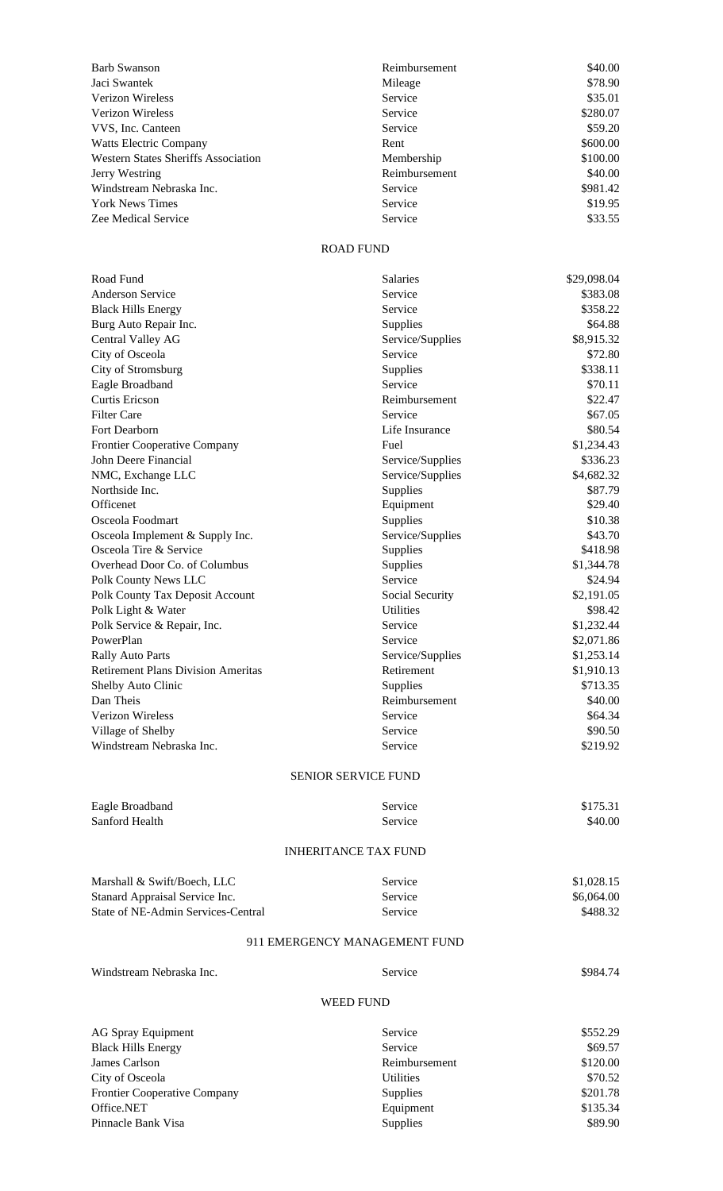| | | |
|---|---|---|
| Barb Swanson | Reimbursement | $40.00 |
| Jaci Swantek | Mileage | $78.90 |
| Verizon Wireless | Service | $35.01 |
| Verizon Wireless | Service | $280.07 |
| VVS, Inc. Canteen | Service | $59.20 |
| Watts Electric Company | Rent | $600.00 |
| Western States Sheriffs Association | Membership | $100.00 |
| Jerry Westring | Reimbursement | $40.00 |
| Windstream Nebraska Inc. | Service | $981.42 |
| York News Times | Service | $19.95 |
| Zee Medical Service | Service | $33.55 |

ROAD FUND

| | | |
|---|---|---|
| Road Fund | Salaries | $29,098.04 |
| Anderson Service | Service | $383.08 |
| Black Hills Energy | Service | $358.22 |
| Burg Auto Repair Inc. | Supplies | $64.88 |
| Central Valley AG | Service/Supplies | $8,915.32 |
| City of Osceola | Service | $72.80 |
| City of Stromsburg | Supplies | $338.11 |
| Eagle Broadband | Service | $70.11 |
| Curtis Ericson | Reimbursement | $22.47 |
| Filter Care | Service | $67.05 |
| Fort Dearborn | Life Insurance | $80.54 |
| Frontier Cooperative Company | Fuel | $1,234.43 |
| John Deere Financial | Service/Supplies | $336.23 |
| NMC, Exchange LLC | Service/Supplies | $4,682.32 |
| Northside Inc. | Supplies | $87.79 |
| Officenet | Equipment | $29.40 |
| Osceola Foodmart | Supplies | $10.38 |
| Osceola Implement & Supply Inc. | Service/Supplies | $43.70 |
| Osceola Tire & Service | Supplies | $418.98 |
| Overhead Door Co. of Columbus | Supplies | $1,344.78 |
| Polk County News LLC | Service | $24.94 |
| Polk County Tax Deposit Account | Social Security | $2,191.05 |
| Polk Light & Water | Utilities | $98.42 |
| Polk Service & Repair, Inc. | Service | $1,232.44 |
| PowerPlan | Service | $2,071.86 |
| Rally Auto Parts | Service/Supplies | $1,253.14 |
| Retirement Plans Division Ameritas | Retirement | $1,910.13 |
| Shelby Auto Clinic | Supplies | $713.35 |
| Dan Theis | Reimbursement | $40.00 |
| Verizon Wireless | Service | $64.34 |
| Village of Shelby | Service | $90.50 |
| Windstream Nebraska Inc. | Service | $219.92 |

SENIOR SERVICE FUND

| | | |
|---|---|---|
| Eagle Broadband | Service | $175.31 |
| Sanford Health | Service | $40.00 |

INHERITANCE TAX FUND

| | | |
|---|---|---|
| Marshall & Swift/Boech, LLC | Service | $1,028.15 |
| Stanard Appraisal Service Inc. | Service | $6,064.00 |
| State of NE-Admin Services-Central | Service | $488.32 |

911 EMERGENCY MANAGEMENT FUND

| | | |
|---|---|---|
| Windstream Nebraska Inc. | Service | $984.74 |

WEED FUND

| | | |
|---|---|---|
| AG Spray Equipment | Service | $552.29 |
| Black Hills Energy | Service | $69.57 |
| James Carlson | Reimbursement | $120.00 |
| City of Osceola | Utilities | $70.52 |
| Frontier Cooperative Company | Supplies | $201.78 |
| Office.NET | Equipment | $135.34 |
| Pinnacle Bank Visa | Supplies | $89.90 |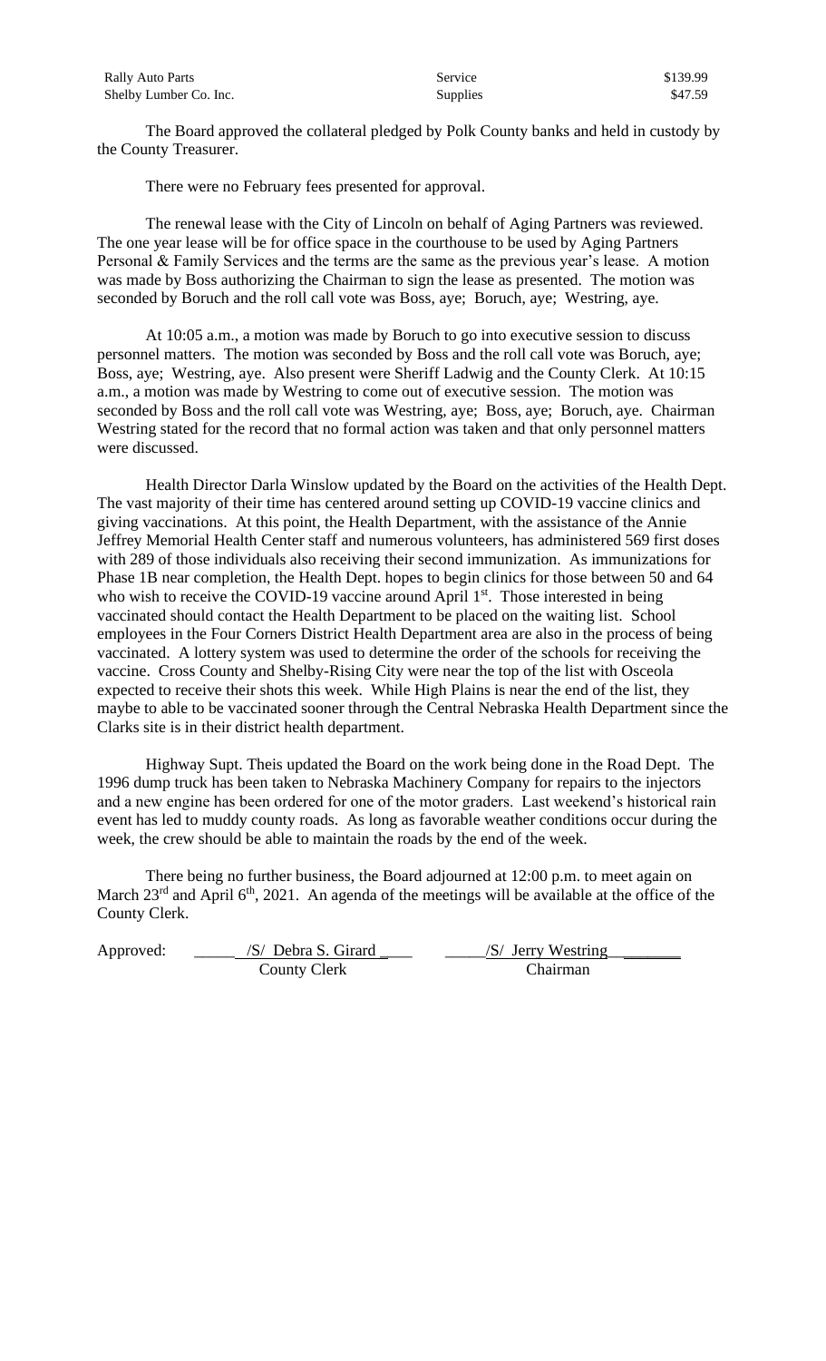| | | |
|---|---|---|
| Rally Auto Parts | Service | \$139.99 |
| Shelby Lumber Co. Inc. | Supplies | \$47.59 |

The Board approved the collateral pledged by Polk County banks and held in custody by the County Treasurer.

There were no February fees presented for approval.

The renewal lease with the City of Lincoln on behalf of Aging Partners was reviewed. The one year lease will be for office space in the courthouse to be used by Aging Partners Personal & Family Services and the terms are the same as the previous year's lease. A motion was made by Boss authorizing the Chairman to sign the lease as presented. The motion was seconded by Boruch and the roll call vote was Boss, aye; Boruch, aye; Westring, aye.

At 10:05 a.m., a motion was made by Boruch to go into executive session to discuss personnel matters. The motion was seconded by Boss and the roll call vote was Boruch, aye; Boss, aye; Westring, aye. Also present were Sheriff Ladwig and the County Clerk. At 10:15 a.m., a motion was made by Westring to come out of executive session. The motion was seconded by Boss and the roll call vote was Westring, aye; Boss, aye; Boruch, aye. Chairman Westring stated for the record that no formal action was taken and that only personnel matters were discussed.

Health Director Darla Winslow updated by the Board on the activities of the Health Dept. The vast majority of their time has centered around setting up COVID-19 vaccine clinics and giving vaccinations. At this point, the Health Department, with the assistance of the Annie Jeffrey Memorial Health Center staff and numerous volunteers, has administered 569 first doses with 289 of those individuals also receiving their second immunization. As immunizations for Phase 1B near completion, the Health Dept. hopes to begin clinics for those between 50 and 64 who wish to receive the COVID-19 vaccine around April 1st. Those interested in being vaccinated should contact the Health Department to be placed on the waiting list. School employees in the Four Corners District Health Department area are also in the process of being vaccinated. A lottery system was used to determine the order of the schools for receiving the vaccine. Cross County and Shelby-Rising City were near the top of the list with Osceola expected to receive their shots this week. While High Plains is near the end of the list, they maybe to able to be vaccinated sooner through the Central Nebraska Health Department since the Clarks site is in their district health department.

Highway Supt. Theis updated the Board on the work being done in the Road Dept. The 1996 dump truck has been taken to Nebraska Machinery Company for repairs to the injectors and a new engine has been ordered for one of the motor graders. Last weekend's historical rain event has led to muddy county roads. As long as favorable weather conditions occur during the week, the crew should be able to maintain the roads by the end of the week.

There being no further business, the Board adjourned at 12:00 p.m. to meet again on March 23rd and April 6th, 2021. An agenda of the meetings will be available at the office of the County Clerk.

Approved: /S/ Debra S. Girard — County Clerk  /S/ Jerry Westring — Chairman